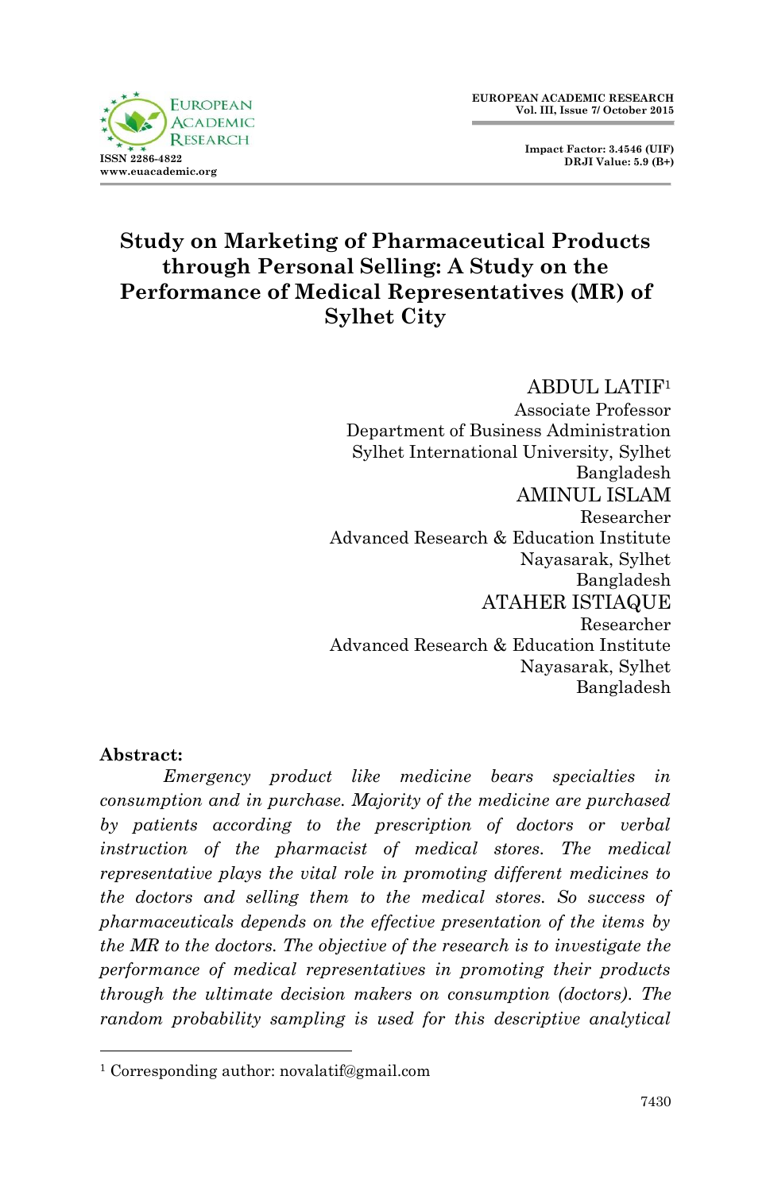# Study on Marketing of Pharmaceutical Products through Personal Selling: A Study on the Performance of Medical Representatives (MR) of Sylhet City

ABDUL LATIF[1]
Associate Professor
Department of Business Administration
Sylhet International University, Sylhet
Bangladesh

AMINUL ISLAM
Researcher
Advanced Research & Education Institute
Nayasarak, Sylhet
Bangladesh

ATAHER ISTIAQUE
Researcher
Advanced Research & Education Institute
Nayasarak, Sylhet
Bangladesh

**Abstract:**

*Emergency product like medicine bears specialties in consumption and in purchase. Majority of the medicine are purchased by patients according to the prescription of doctors or verbal instruction of the pharmacist of medical stores. The medical representative plays the vital role in promoting different medicines to the doctors and selling them to the medical stores. So success of pharmaceuticals depends on the effective presentation of the items by the MR to the doctors. The objective of the research is to investigate the performance of medical representatives in promoting their products through the ultimate decision makers on consumption (doctors). The random probability sampling is used for this descriptive analytical*

[1] Corresponding author: novalatif@gmail.com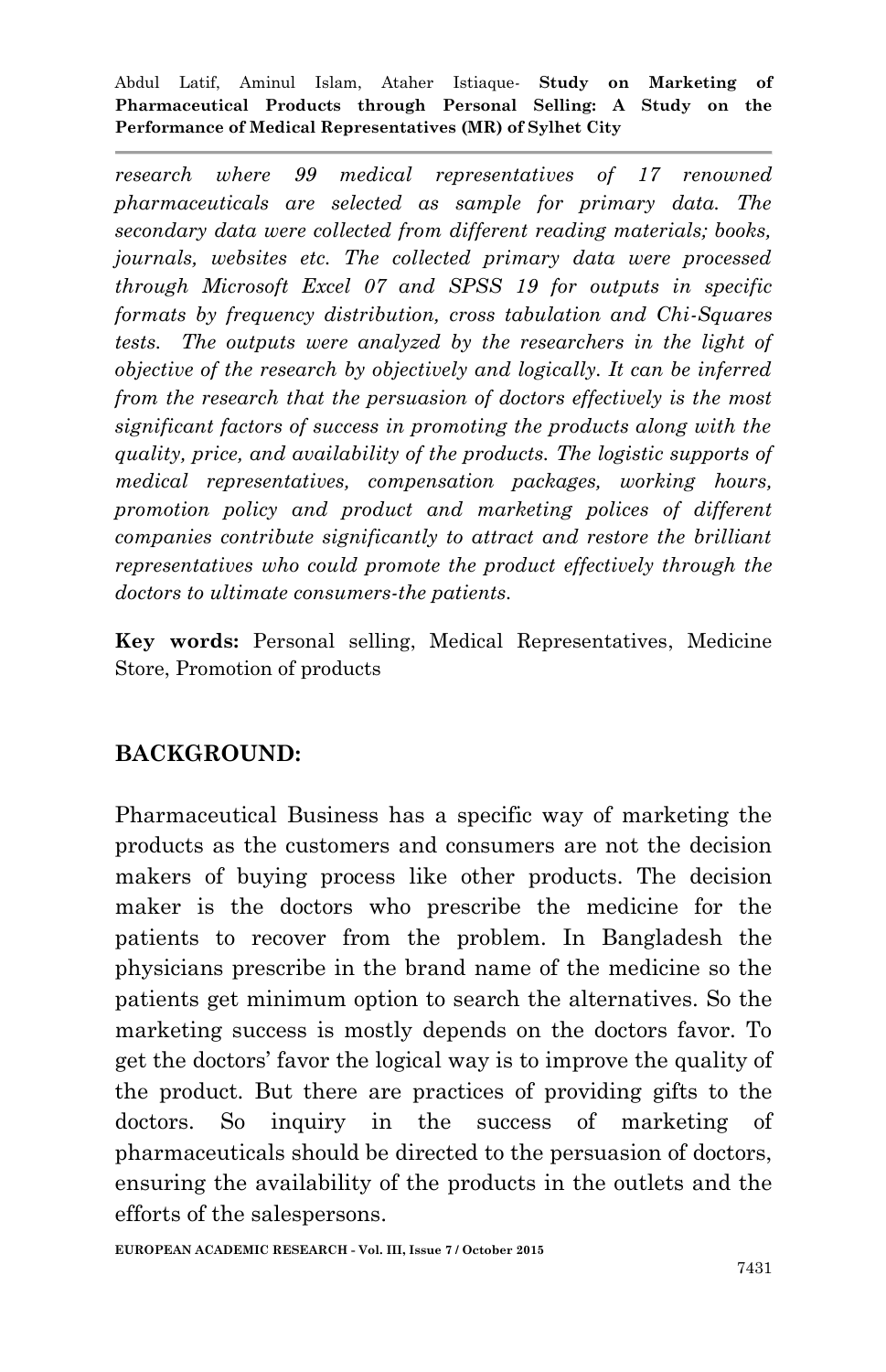*research where 99 medical representatives of 17 renowned pharmaceuticals are selected as sample for primary data. The secondary data were collected from different reading materials; books, journals, websites etc. The collected primary data were processed through Microsoft Excel 07 and SPSS 19 for outputs in specific formats by frequency distribution, cross tabulation and Chi-Squares tests. The outputs were analyzed by the researchers in the light of objective of the research by objectively and logically. It can be inferred from the research that the persuasion of doctors effectively is the most significant factors of success in promoting the products along with the quality, price, and availability of the products. The logistic supports of medical representatives, compensation packages, working hours, promotion policy and product and marketing polices of different companies contribute significantly to attract and restore the brilliant representatives who could promote the product effectively through the doctors to ultimate consumers-the patients.*

**Key words:** Personal selling, Medical Representatives, Medicine Store, Promotion of products

## BACKGROUND:

Pharmaceutical Business has a specific way of marketing the products as the customers and consumers are not the decision makers of buying process like other products. The decision maker is the doctors who prescribe the medicine for the patients to recover from the problem. In Bangladesh the physicians prescribe in the brand name of the medicine so the patients get minimum option to search the alternatives. So the marketing success is mostly depends on the doctors favor. To get the doctors' favor the logical way is to improve the quality of the product. But there are practices of providing gifts to the doctors. So inquiry in the success of marketing of pharmaceuticals should be directed to the persuasion of doctors, ensuring the availability of the products in the outlets and the efforts of the salespersons.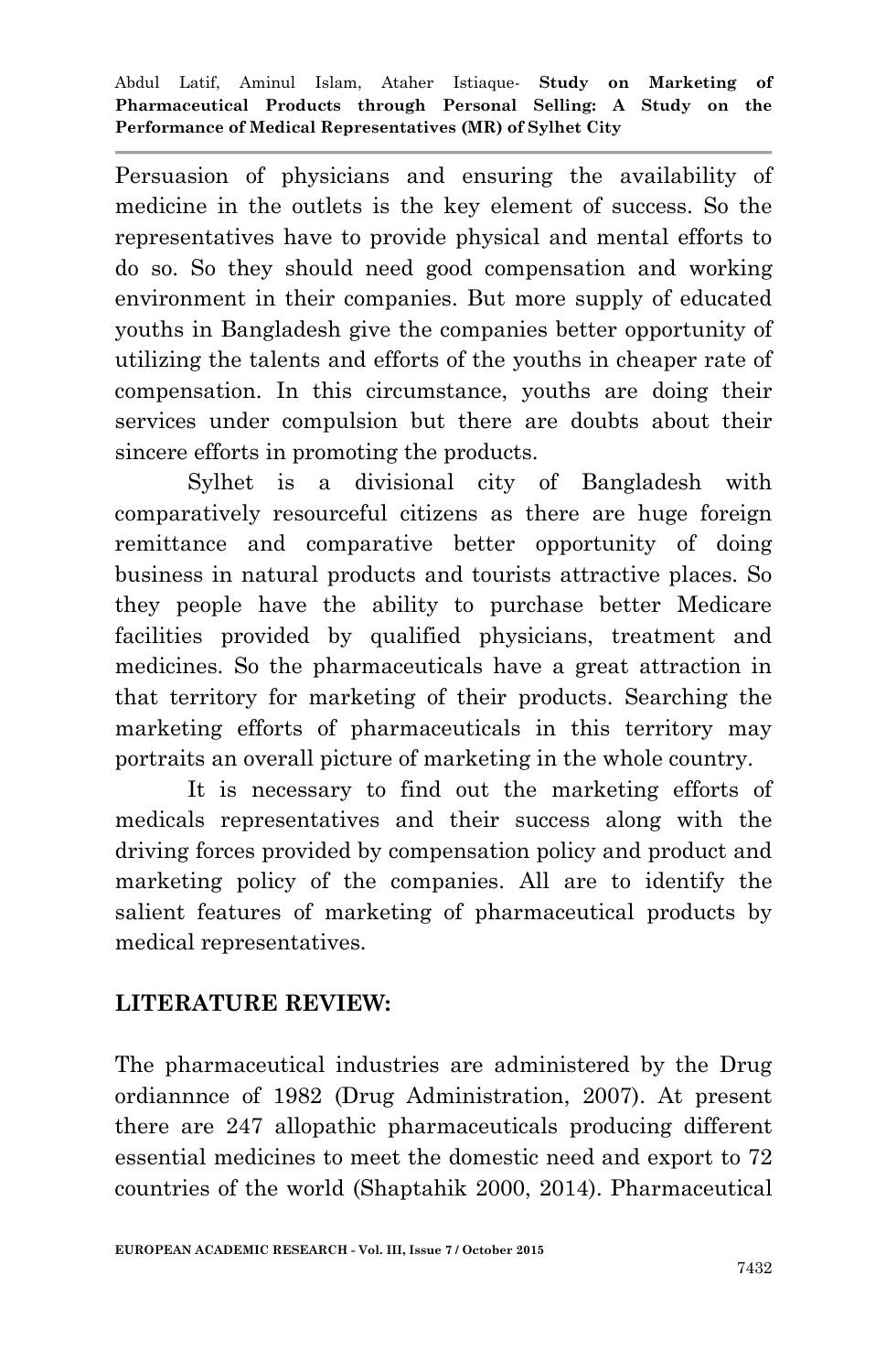Persuasion of physicians and ensuring the availability of medicine in the outlets is the key element of success. So the representatives have to provide physical and mental efforts to do so. So they should need good compensation and working environment in their companies. But more supply of educated youths in Bangladesh give the companies better opportunity of utilizing the talents and efforts of the youths in cheaper rate of compensation. In this circumstance, youths are doing their services under compulsion but there are doubts about their sincere efforts in promoting the products.

Sylhet is a divisional city of Bangladesh with comparatively resourceful citizens as there are huge foreign remittance and comparative better opportunity of doing business in natural products and tourists attractive places. So they people have the ability to purchase better Medicare facilities provided by qualified physicians, treatment and medicines. So the pharmaceuticals have a great attraction in that territory for marketing of their products. Searching the marketing efforts of pharmaceuticals in this territory may portraits an overall picture of marketing in the whole country.

It is necessary to find out the marketing efforts of medicals representatives and their success along with the driving forces provided by compensation policy and product and marketing policy of the companies. All are to identify the salient features of marketing of pharmaceutical products by medical representatives.

## LITERATURE REVIEW:

The pharmaceutical industries are administered by the Drug ordiannnce of 1982 (Drug Administration, 2007). At present there are 247 allopathic pharmaceuticals producing different essential medicines to meet the domestic need and export to 72 countries of the world (Shaptahik 2000, 2014). Pharmaceutical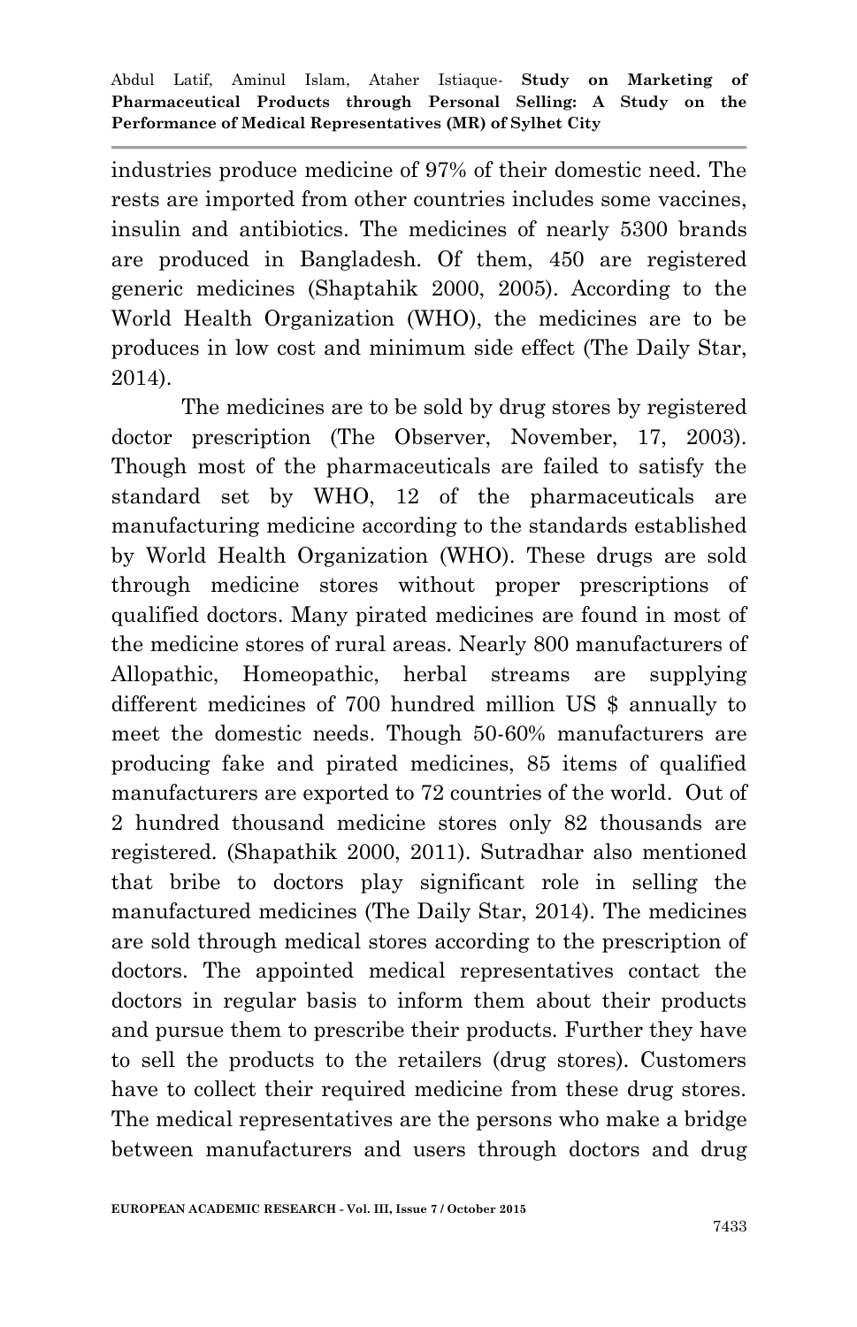industries produce medicine of 97% of their domestic need. The rests are imported from other countries includes some vaccines, insulin and antibiotics. The medicines of nearly 5300 brands are produced in Bangladesh. Of them, 450 are registered generic medicines (Shaptahik 2000, 2005). According to the World Health Organization (WHO), the medicines are to be produces in low cost and minimum side effect (The Daily Star, 2014).

The medicines are to be sold by drug stores by registered doctor prescription (The Observer, November, 17, 2003). Though most of the pharmaceuticals are failed to satisfy the standard set by WHO, 12 of the pharmaceuticals are manufacturing medicine according to the standards established by World Health Organization (WHO). These drugs are sold through medicine stores without proper prescriptions of qualified doctors. Many pirated medicines are found in most of the medicine stores of rural areas. Nearly 800 manufacturers of Allopathic, Homeopathic, herbal streams are supplying different medicines of 700 hundred million US $ annually to meet the domestic needs. Though 50-60% manufacturers are producing fake and pirated medicines, 85 items of qualified manufacturers are exported to 72 countries of the world. Out of 2 hundred thousand medicine stores only 82 thousands are registered. (Shapathik 2000, 2011). Sutradhar also mentioned that bribe to doctors play significant role in selling the manufactured medicines (The Daily Star, 2014). The medicines are sold through medical stores according to the prescription of doctors. The appointed medical representatives contact the doctors in regular basis to inform them about their products and pursue them to prescribe their products. Further they have to sell the products to the retailers (drug stores). Customers have to collect their required medicine from these drug stores. The medical representatives are the persons who make a bridge between manufacturers and users through doctors and drug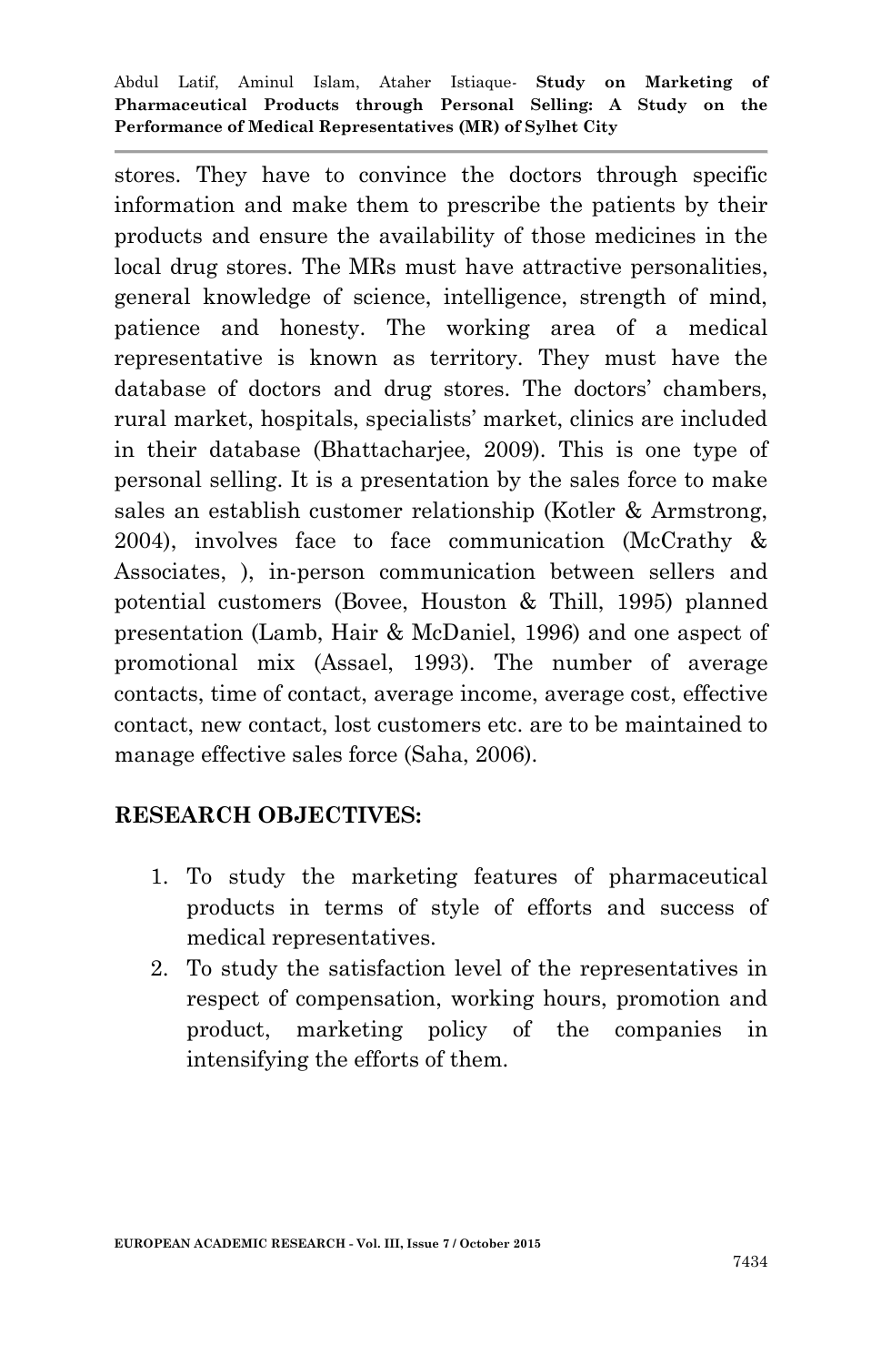stores. They have to convince the doctors through specific information and make them to prescribe the patients by their products and ensure the availability of those medicines in the local drug stores. The MRs must have attractive personalities, general knowledge of science, intelligence, strength of mind, patience and honesty. The working area of a medical representative is known as territory. They must have the database of doctors and drug stores. The doctors' chambers, rural market, hospitals, specialists' market, clinics are included in their database (Bhattacharjee, 2009). This is one type of personal selling. It is a presentation by the sales force to make sales an establish customer relationship (Kotler & Armstrong, 2004), involves face to face communication (McCrathy & Associates, ), in-person communication between sellers and potential customers (Bovee, Houston & Thill, 1995) planned presentation (Lamb, Hair & McDaniel, 1996) and one aspect of promotional mix (Assael, 1993). The number of average contacts, time of contact, average income, average cost, effective contact, new contact, lost customers etc. are to be maintained to manage effective sales force (Saha, 2006).

## RESEARCH OBJECTIVES:

1. To study the marketing features of pharmaceutical products in terms of style of efforts and success of medical representatives.
2. To study the satisfaction level of the representatives in respect of compensation, working hours, promotion and product, marketing policy of the companies in intensifying the efforts of them.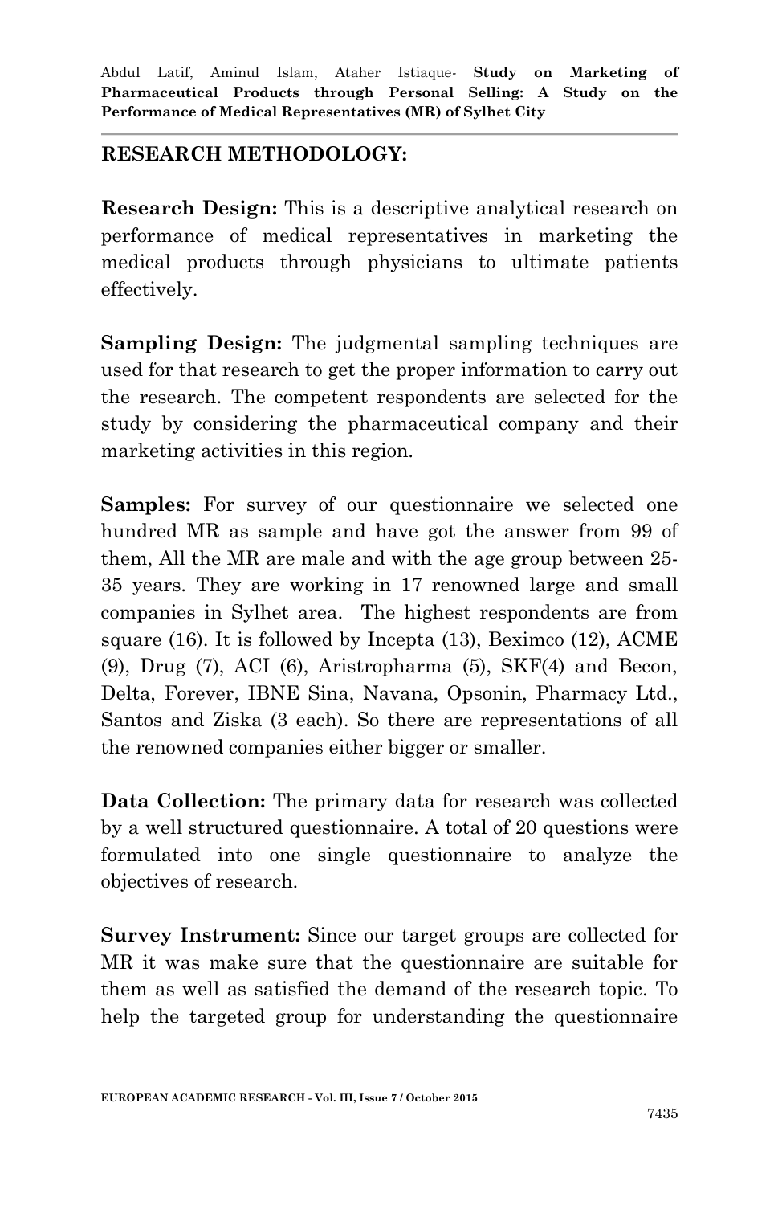## RESEARCH METHODOLOGY:

**Research Design:** This is a descriptive analytical research on performance of medical representatives in marketing the medical products through physicians to ultimate patients effectively.

**Sampling Design:** The judgmental sampling techniques are used for that research to get the proper information to carry out the research. The competent respondents are selected for the study by considering the pharmaceutical company and their marketing activities in this region.

**Samples:** For survey of our questionnaire we selected one hundred MR as sample and have got the answer from 99 of them, All the MR are male and with the age group between 25-35 years. They are working in 17 renowned large and small companies in Sylhet area. The highest respondents are from square (16). It is followed by Incepta (13), Beximco (12), ACME (9), Drug (7), ACI (6), Aristropharma (5), SKF(4) and Becon, Delta, Forever, IBNE Sina, Navana, Opsonin, Pharmacy Ltd., Santos and Ziska (3 each). So there are representations of all the renowned companies either bigger or smaller.

**Data Collection:** The primary data for research was collected by a well structured questionnaire. A total of 20 questions were formulated into one single questionnaire to analyze the objectives of research.

**Survey Instrument:** Since our target groups are collected for MR it was make sure that the questionnaire are suitable for them as well as satisfied the demand of the research topic. To help the targeted group for understanding the questionnaire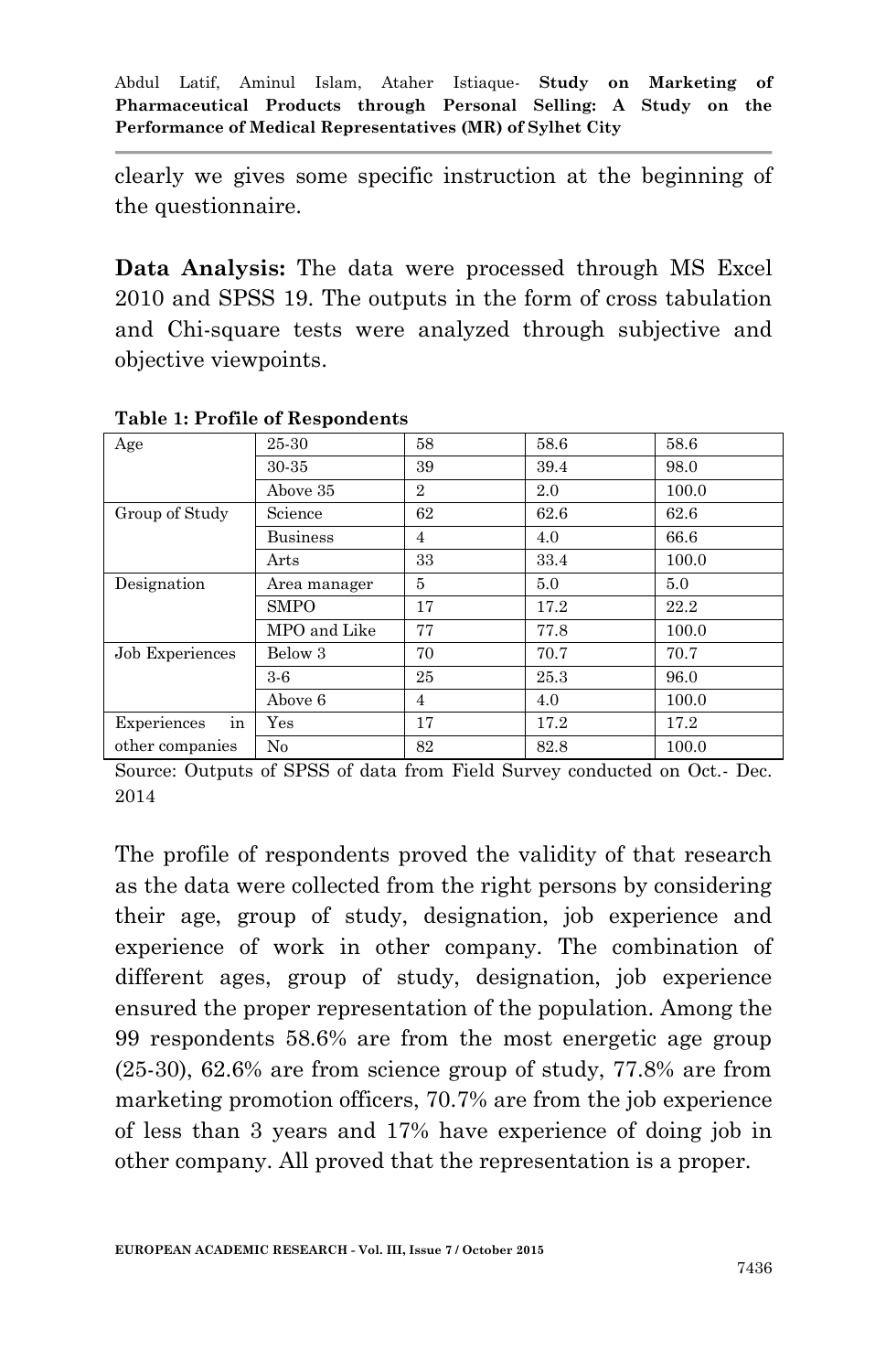clearly we gives some specific instruction at the beginning of the questionnaire.

**Data Analysis:** The data were processed through MS Excel 2010 and SPSS 19. The outputs in the form of cross tabulation and Chi-square tests were analyzed through subjective and objective viewpoints.

**Table 1: Profile of Respondents**

| | | | | |
|---|---|---|---|---|
| Age | 25-30 | 58 | 58.6 | 58.6 |
| | 30-35 | 39 | 39.4 | 98.0 |
| | Above 35 | 2 | 2.0 | 100.0 |
| Group of Study | Science | 62 | 62.6 | 62.6 |
| | Business | 4 | 4.0 | 66.6 |
| | Arts | 33 | 33.4 | 100.0 |
| Designation | Area manager | 5 | 5.0 | 5.0 |
| | SMPO | 17 | 17.2 | 22.2 |
| | MPO and Like | 77 | 77.8 | 100.0 |
| Job Experiences | Below 3 | 70 | 70.7 | 70.7 |
| | 3-6 | 25 | 25.3 | 96.0 |
| | Above 6 | 4 | 4.0 | 100.0 |
| Experiences in other companies | Yes | 17 | 17.2 | 17.2 |
| | No | 82 | 82.8 | 100.0 |

Source: Outputs of SPSS of data from Field Survey conducted on Oct.- Dec. 2014

The profile of respondents proved the validity of that research as the data were collected from the right persons by considering their age, group of study, designation, job experience and experience of work in other company. The combination of different ages, group of study, designation, job experience ensured the proper representation of the population. Among the 99 respondents 58.6% are from the most energetic age group (25-30), 62.6% are from science group of study, 77.8% are from marketing promotion officers, 70.7% are from the job experience of less than 3 years and 17% have experience of doing job in other company. All proved that the representation is a proper.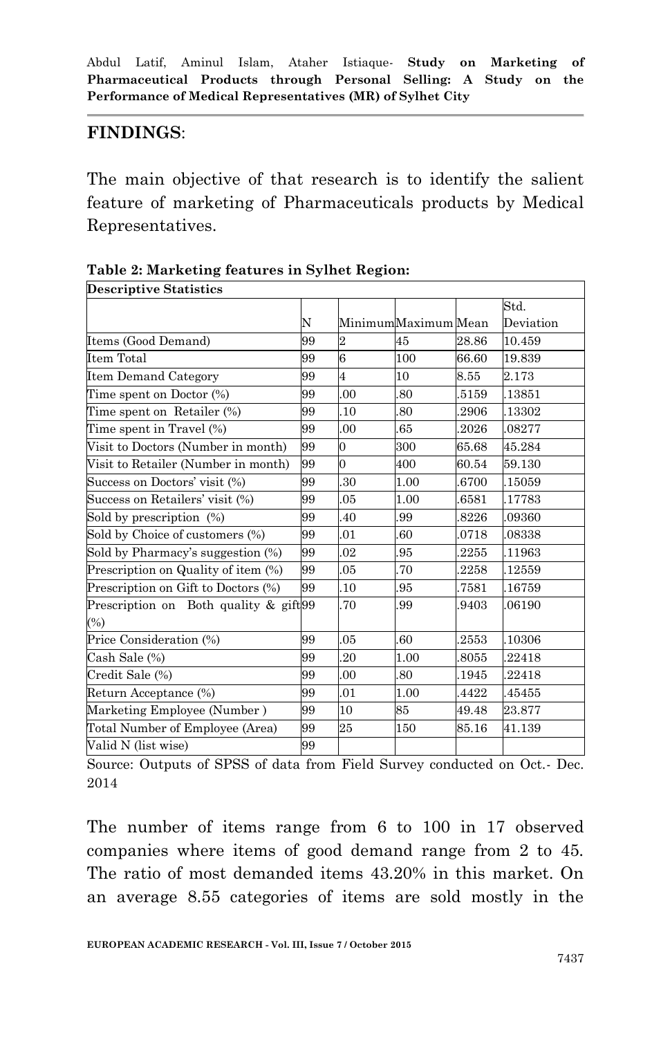## FINDINGS:

The main objective of that research is to identify the salient feature of marketing of Pharmaceuticals products by Medical Representatives.

**Table 2: Marketing features in Sylhet Region:**

| Descriptive Statistics | | | | | |
|---|---|---|---|---|---|
| | N | Minimum | Maximum | Mean | Std. Deviation |
| Items (Good Demand) | 99 | 2 | 45 | 28.86 | 10.459 |
| Item Total | 99 | 6 | 100 | 66.60 | 19.839 |
| Item Demand Category | 99 | 4 | 10 | 8.55 | 2.173 |
| Time spent on Doctor (%) | 99 | .00 | .80 | .5159 | .13851 |
| Time spent on Retailer (%) | 99 | .10 | .80 | .2906 | .13302 |
| Time spent in Travel (%) | 99 | .00 | .65 | .2026 | .08277 |
| Visit to Doctors (Number in month) | 99 | 0 | 300 | 65.68 | 45.284 |
| Visit to Retailer (Number in month) | 99 | 0 | 400 | 60.54 | 59.130 |
| Success on Doctors' visit (%) | 99 | .30 | 1.00 | .6700 | .15059 |
| Success on Retailers' visit (%) | 99 | .05 | 1.00 | .6581 | .17783 |
| Sold by prescription (%) | 99 | .40 | .99 | .8226 | .09360 |
| Sold by Choice of customers (%) | 99 | .01 | .60 | .0718 | .08338 |
| Sold by Pharmacy's suggestion (%) | 99 | .02 | .95 | .2255 | .11963 |
| Prescription on Quality of item (%) | 99 | .05 | .70 | .2258 | .12559 |
| Prescription on Gift to Doctors (%) | 99 | .10 | .95 | .7581 | .16759 |
| Prescription on Both quality & gift (%) | 99 | .70 | .99 | .9403 | .06190 |
| Price Consideration (%) | 99 | .05 | .60 | .2553 | .10306 |
| Cash Sale (%) | 99 | .20 | 1.00 | .8055 | .22418 |
| Credit Sale (%) | 99 | .00 | .80 | .1945 | .22418 |
| Return Acceptance (%) | 99 | .01 | 1.00 | .4422 | .45455 |
| Marketing Employee (Number ) | 99 | 10 | 85 | 49.48 | 23.877 |
| Total Number of Employee (Area) | 99 | 25 | 150 | 85.16 | 41.139 |
| Valid N (list wise) | 99 | | | | |

Source: Outputs of SPSS of data from Field Survey conducted on Oct.- Dec. 2014

The number of items range from 6 to 100 in 17 observed companies where items of good demand range from 2 to 45. The ratio of most demanded items 43.20% in this market. On an average 8.55 categories of items are sold mostly in the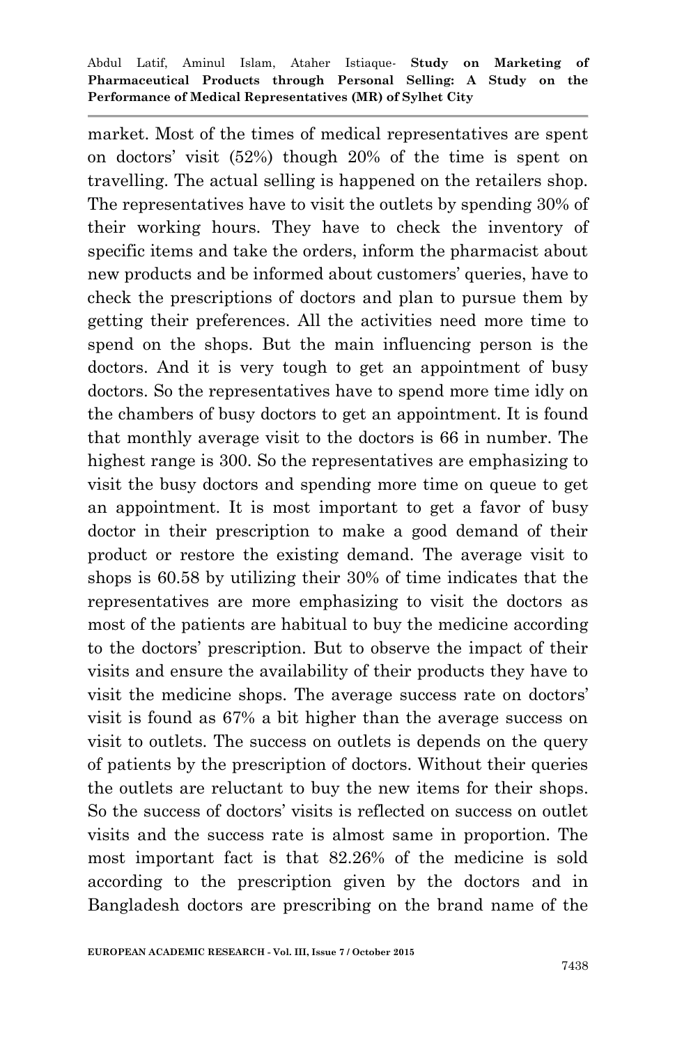market. Most of the times of medical representatives are spent on doctors' visit (52%) though 20% of the time is spent on travelling. The actual selling is happened on the retailers shop. The representatives have to visit the outlets by spending 30% of their working hours. They have to check the inventory of specific items and take the orders, inform the pharmacist about new products and be informed about customers' queries, have to check the prescriptions of doctors and plan to pursue them by getting their preferences. All the activities need more time to spend on the shops. But the main influencing person is the doctors. And it is very tough to get an appointment of busy doctors. So the representatives have to spend more time idly on the chambers of busy doctors to get an appointment. It is found that monthly average visit to the doctors is 66 in number. The highest range is 300. So the representatives are emphasizing to visit the busy doctors and spending more time on queue to get an appointment. It is most important to get a favor of busy doctor in their prescription to make a good demand of their product or restore the existing demand. The average visit to shops is 60.58 by utilizing their 30% of time indicates that the representatives are more emphasizing to visit the doctors as most of the patients are habitual to buy the medicine according to the doctors' prescription. But to observe the impact of their visits and ensure the availability of their products they have to visit the medicine shops. The average success rate on doctors' visit is found as 67% a bit higher than the average success on visit to outlets. The success on outlets is depends on the query of patients by the prescription of doctors. Without their queries the outlets are reluctant to buy the new items for their shops. So the success of doctors' visits is reflected on success on outlet visits and the success rate is almost same in proportion. The most important fact is that 82.26% of the medicine is sold according to the prescription given by the doctors and in Bangladesh doctors are prescribing on the brand name of the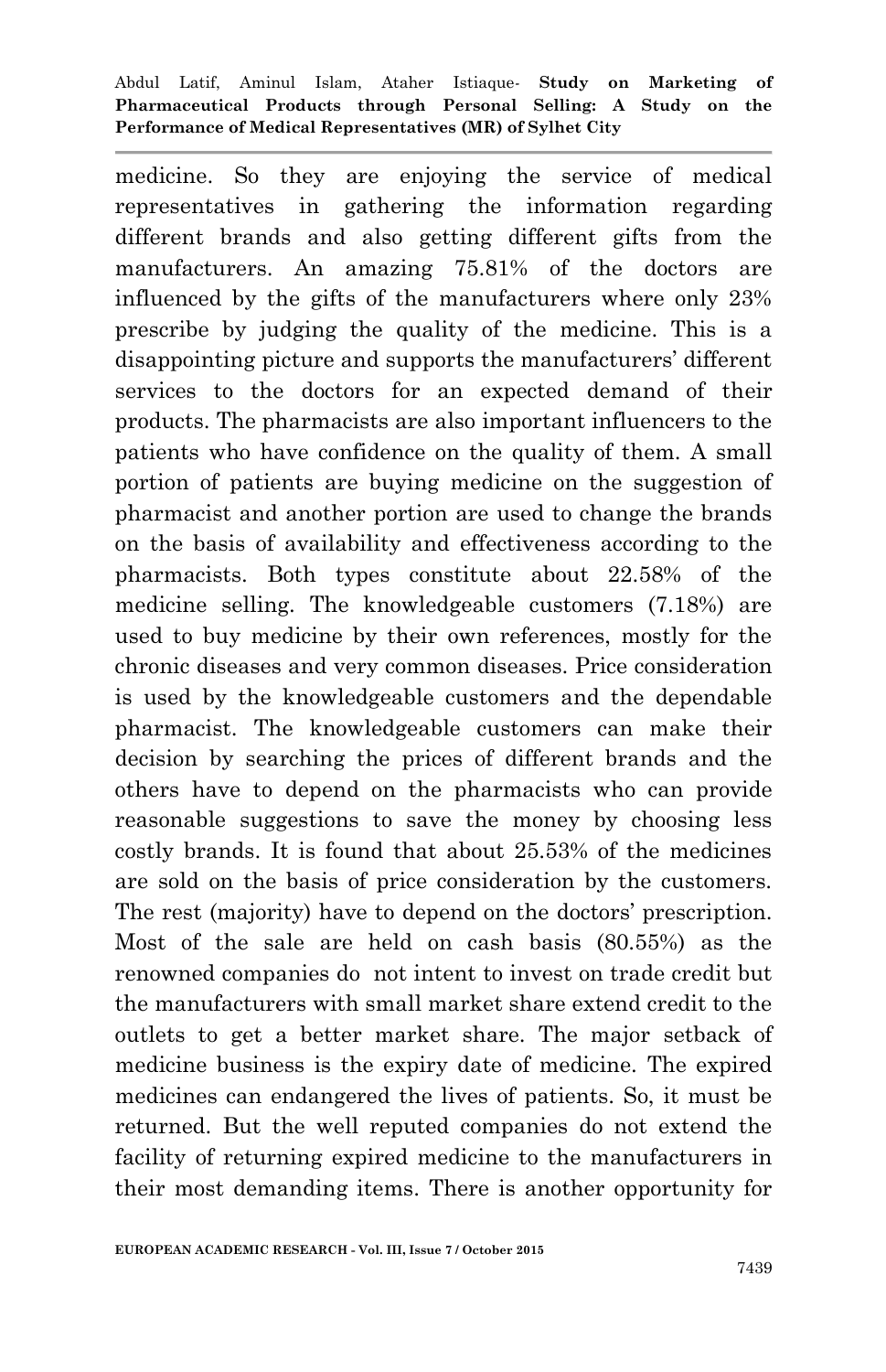medicine. So they are enjoying the service of medical representatives in gathering the information regarding different brands and also getting different gifts from the manufacturers. An amazing 75.81% of the doctors are influenced by the gifts of the manufacturers where only 23% prescribe by judging the quality of the medicine. This is a disappointing picture and supports the manufacturers' different services to the doctors for an expected demand of their products. The pharmacists are also important influencers to the patients who have confidence on the quality of them. A small portion of patients are buying medicine on the suggestion of pharmacist and another portion are used to change the brands on the basis of availability and effectiveness according to the pharmacists. Both types constitute about 22.58% of the medicine selling. The knowledgeable customers (7.18%) are used to buy medicine by their own references, mostly for the chronic diseases and very common diseases. Price consideration is used by the knowledgeable customers and the dependable pharmacist. The knowledgeable customers can make their decision by searching the prices of different brands and the others have to depend on the pharmacists who can provide reasonable suggestions to save the money by choosing less costly brands. It is found that about 25.53% of the medicines are sold on the basis of price consideration by the customers. The rest (majority) have to depend on the doctors' prescription. Most of the sale are held on cash basis (80.55%) as the renowned companies do not intent to invest on trade credit but the manufacturers with small market share extend credit to the outlets to get a better market share. The major setback of medicine business is the expiry date of medicine. The expired medicines can endangered the lives of patients. So, it must be returned. But the well reputed companies do not extend the facility of returning expired medicine to the manufacturers in their most demanding items. There is another opportunity for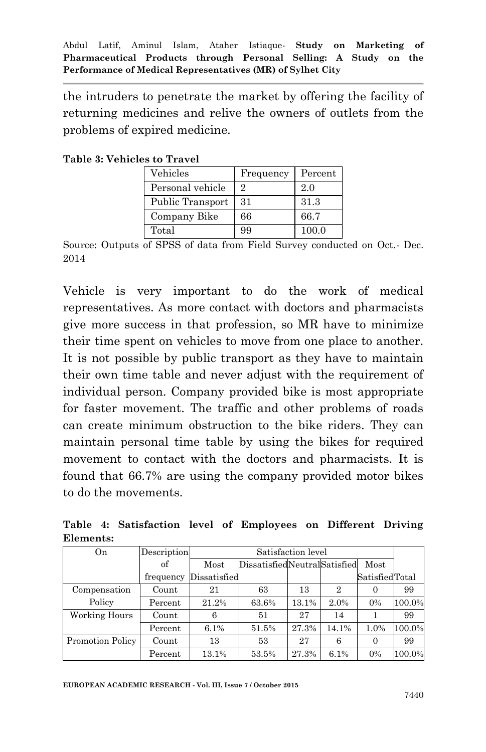the intruders to penetrate the market by offering the facility of returning medicines and relive the owners of outlets from the problems of expired medicine.

**Table 3: Vehicles to Travel**

| Vehicles | Frequency | Percent |
|---|---|---|
| Personal vehicle | 2 | 2.0 |
| Public Transport | 31 | 31.3 |
| Company Bike | 66 | 66.7 |
| Total | 99 | 100.0 |

Source: Outputs of SPSS of data from Field Survey conducted on Oct.- Dec. 2014

Vehicle is very important to do the work of medical representatives. As more contact with doctors and pharmacists give more success in that profession, so MR have to minimize their time spent on vehicles to move from one place to another. It is not possible by public transport as they have to maintain their own time table and never adjust with the requirement of individual person. Company provided bike is most appropriate for faster movement. The traffic and other problems of roads can create minimum obstruction to the bike riders. They can maintain personal time table by using the bikes for required movement to contact with the doctors and pharmacists. It is found that 66.7% are using the company provided motor bikes to do the movements.

**Table 4: Satisfaction level of Employees on Different Driving Elements:**

| On | Description of frequency | Satisfaction level | | | | | Total |
|---|---|---|---|---|---|---|---|
| | | Most Dissatisfied | Dissatisfied | Neutral | Satisfied | Most Satisfied | |
| Compensation Policy | Count | 21 | 63 | 13 | 2 | 0 | 99 |
| | Percent | 21.2% | 63.6% | 13.1% | 2.0% | 0% | 100.0% |
| Working Hours | Count | 6 | 51 | 27 | 14 | 1 | 99 |
| | Percent | 6.1% | 51.5% | 27.3% | 14.1% | 1.0% | 100.0% |
| Promotion Policy | Count | 13 | 53 | 27 | 6 | 0 | 99 |
| | Percent | 13.1% | 53.5% | 27.3% | 6.1% | 0% | 100.0% |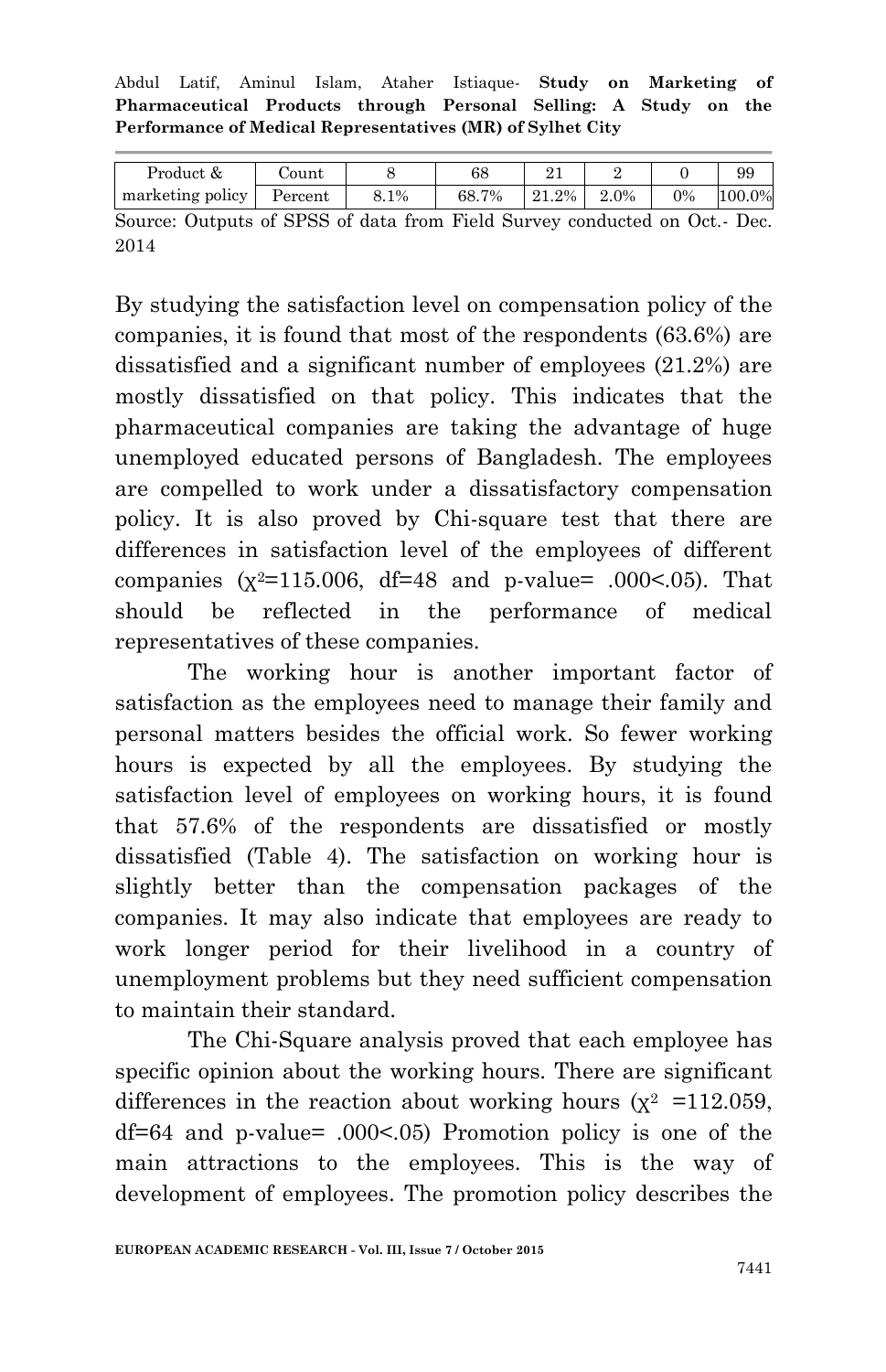| Product & marketing policy | Count | 8 | 68 | 21 | 2 | 0 | 99 |
|---|---|---|---|---|---|---|---|
| | Percent | 8.1% | 68.7% | 21.2% | 2.0% | 0% | 100.0% |

Source: Outputs of SPSS of data from Field Survey conducted on Oct.- Dec. 2014

By studying the satisfaction level on compensation policy of the companies, it is found that most of the respondents (63.6%) are dissatisfied and a significant number of employees (21.2%) are mostly dissatisfied on that policy. This indicates that the pharmaceutical companies are taking the advantage of huge unemployed educated persons of Bangladesh. The employees are compelled to work under a dissatisfactory compensation policy. It is also proved by Chi-square test that there are differences in satisfaction level of the employees of different companies ($\chi^2$=115.006, df=48 and p-value= .000<.05). That should be reflected in the performance of medical representatives of these companies.

The working hour is another important factor of satisfaction as the employees need to manage their family and personal matters besides the official work. So fewer working hours is expected by all the employees. By studying the satisfaction level of employees on working hours, it is found that 57.6% of the respondents are dissatisfied or mostly dissatisfied (Table 4). The satisfaction on working hour is slightly better than the compensation packages of the companies. It may also indicate that employees are ready to work longer period for their livelihood in a country of unemployment problems but they need sufficient compensation to maintain their standard.

The Chi-Square analysis proved that each employee has specific opinion about the working hours. There are significant differences in the reaction about working hours ($\chi^2$ =112.059, df=64 and p-value= .000<.05) Promotion policy is one of the main attractions to the employees. This is the way of development of employees. The promotion policy describes the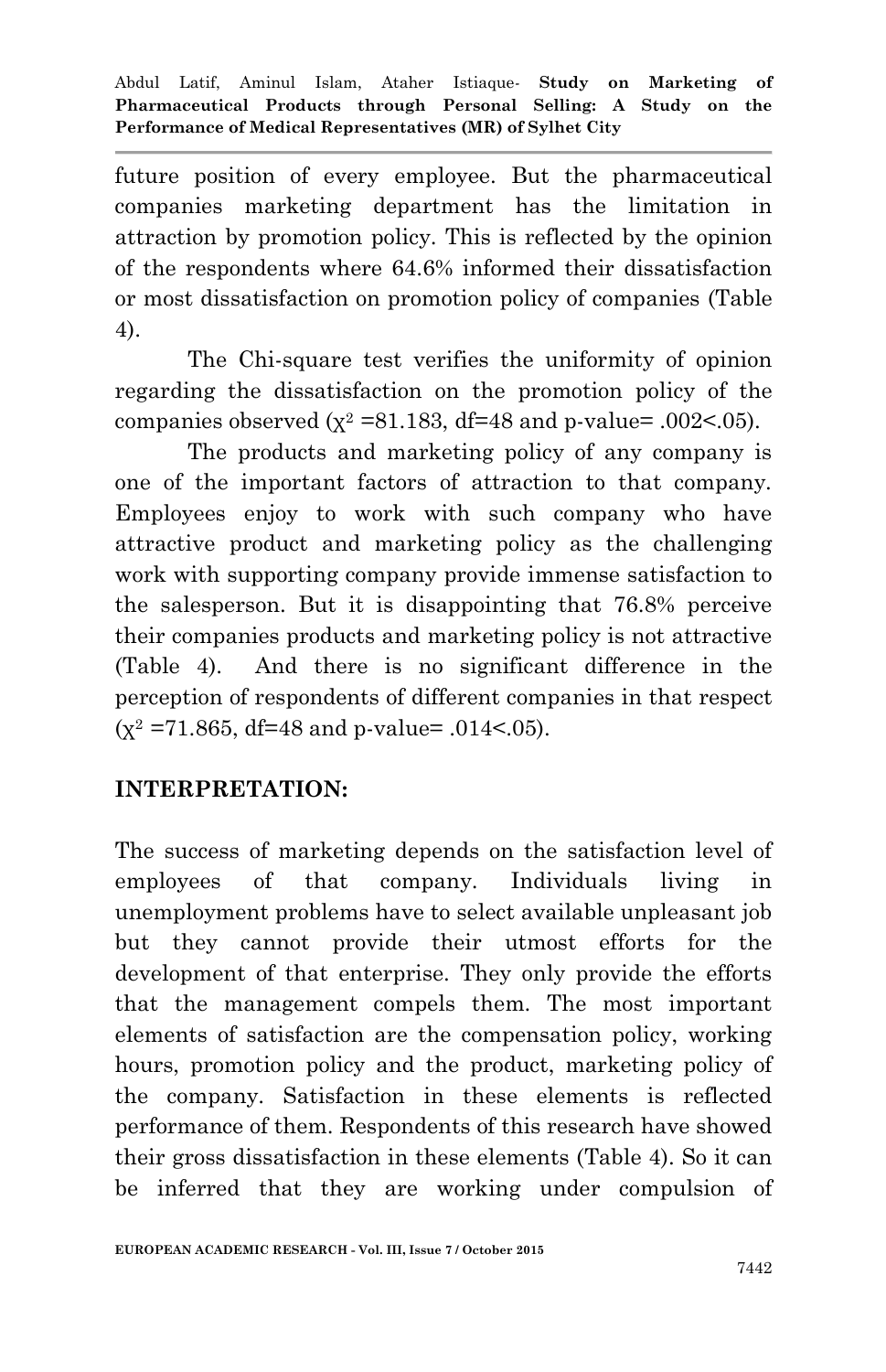future position of every employee. But the pharmaceutical companies marketing department has the limitation in attraction by promotion policy. This is reflected by the opinion of the respondents where 64.6% informed their dissatisfaction or most dissatisfaction on promotion policy of companies (Table 4).

The Chi-square test verifies the uniformity of opinion regarding the dissatisfaction on the promotion policy of the companies observed ($\chi^2$ =81.183, df=48 and p-value= .002<.05).

The products and marketing policy of any company is one of the important factors of attraction to that company. Employees enjoy to work with such company who have attractive product and marketing policy as the challenging work with supporting company provide immense satisfaction to the salesperson. But it is disappointing that 76.8% perceive their companies products and marketing policy is not attractive (Table 4). And there is no significant difference in the perception of respondents of different companies in that respect ($\chi^2$ =71.865, df=48 and p-value= .014<.05).

## INTERPRETATION:

The success of marketing depends on the satisfaction level of employees of that company. Individuals living in unemployment problems have to select available unpleasant job but they cannot provide their utmost efforts for the development of that enterprise. They only provide the efforts that the management compels them. The most important elements of satisfaction are the compensation policy, working hours, promotion policy and the product, marketing policy of the company. Satisfaction in these elements is reflected performance of them. Respondents of this research have showed their gross dissatisfaction in these elements (Table 4). So it can be inferred that they are working under compulsion of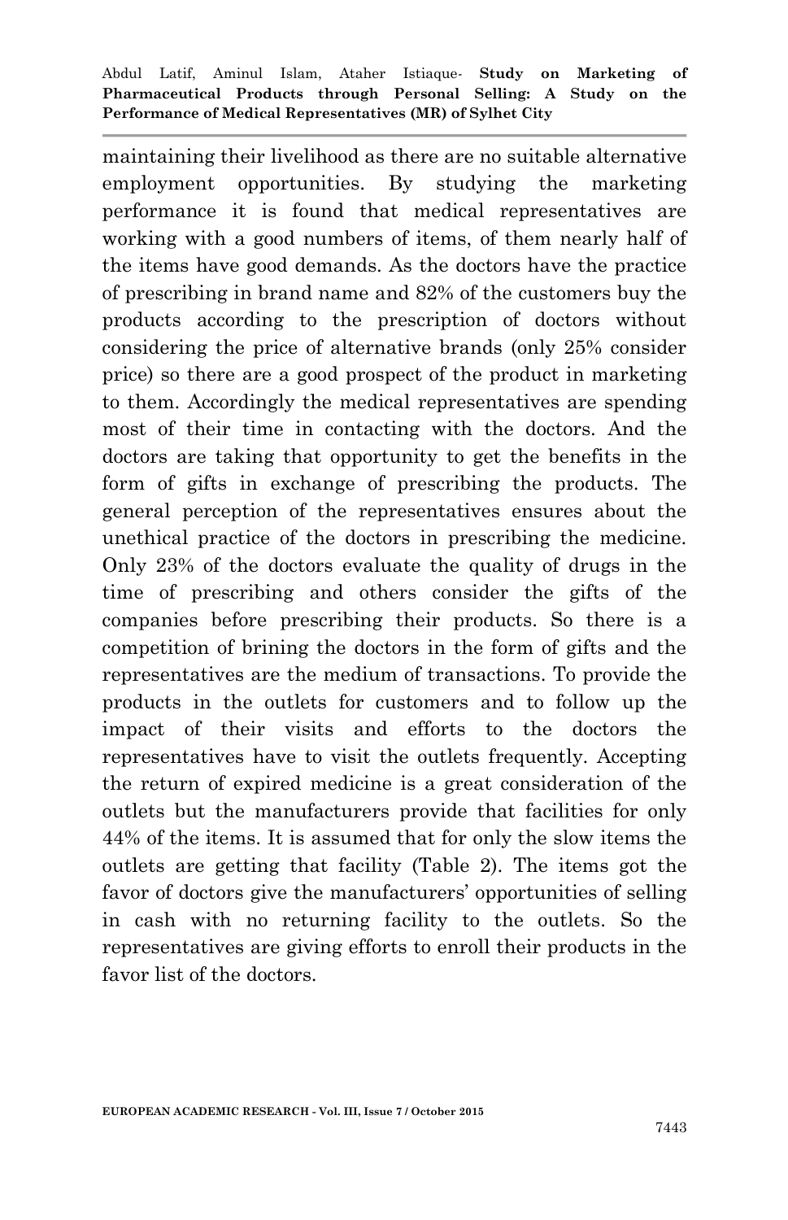maintaining their livelihood as there are no suitable alternative employment opportunities. By studying the marketing performance it is found that medical representatives are working with a good numbers of items, of them nearly half of the items have good demands. As the doctors have the practice of prescribing in brand name and 82% of the customers buy the products according to the prescription of doctors without considering the price of alternative brands (only 25% consider price) so there are a good prospect of the product in marketing to them. Accordingly the medical representatives are spending most of their time in contacting with the doctors. And the doctors are taking that opportunity to get the benefits in the form of gifts in exchange of prescribing the products. The general perception of the representatives ensures about the unethical practice of the doctors in prescribing the medicine. Only 23% of the doctors evaluate the quality of drugs in the time of prescribing and others consider the gifts of the companies before prescribing their products. So there is a competition of brining the doctors in the form of gifts and the representatives are the medium of transactions. To provide the products in the outlets for customers and to follow up the impact of their visits and efforts to the doctors the representatives have to visit the outlets frequently. Accepting the return of expired medicine is a great consideration of the outlets but the manufacturers provide that facilities for only 44% of the items. It is assumed that for only the slow items the outlets are getting that facility (Table 2). The items got the favor of doctors give the manufacturers' opportunities of selling in cash with no returning facility to the outlets. So the representatives are giving efforts to enroll their products in the favor list of the doctors.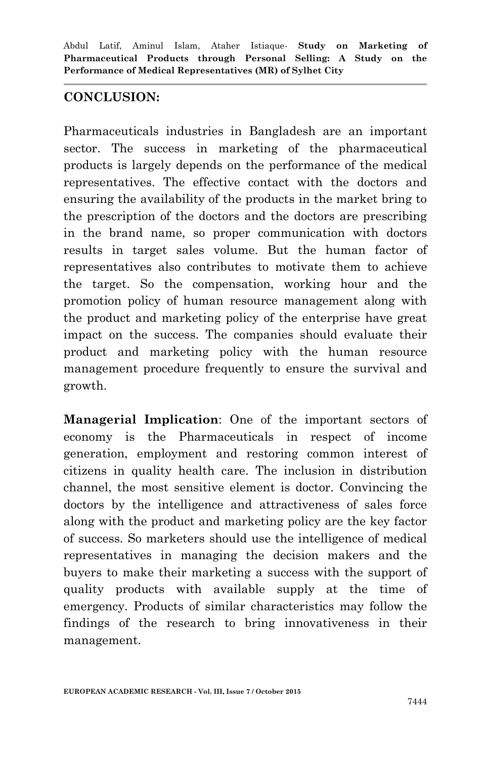## CONCLUSION:

Pharmaceuticals industries in Bangladesh are an important sector. The success in marketing of the pharmaceutical products is largely depends on the performance of the medical representatives. The effective contact with the doctors and ensuring the availability of the products in the market bring to the prescription of the doctors and the doctors are prescribing in the brand name, so proper communication with doctors results in target sales volume. But the human factor of representatives also contributes to motivate them to achieve the target. So the compensation, working hour and the promotion policy of human resource management along with the product and marketing policy of the enterprise have great impact on the success. The companies should evaluate their product and marketing policy with the human resource management procedure frequently to ensure the survival and growth.

**Managerial Implication**: One of the important sectors of economy is the Pharmaceuticals in respect of income generation, employment and restoring common interest of citizens in quality health care. The inclusion in distribution channel, the most sensitive element is doctor. Convincing the doctors by the intelligence and attractiveness of sales force along with the product and marketing policy are the key factor of success. So marketers should use the intelligence of medical representatives in managing the decision makers and the buyers to make their marketing a success with the support of quality products with available supply at the time of emergency. Products of similar characteristics may follow the findings of the research to bring innovativeness in their management.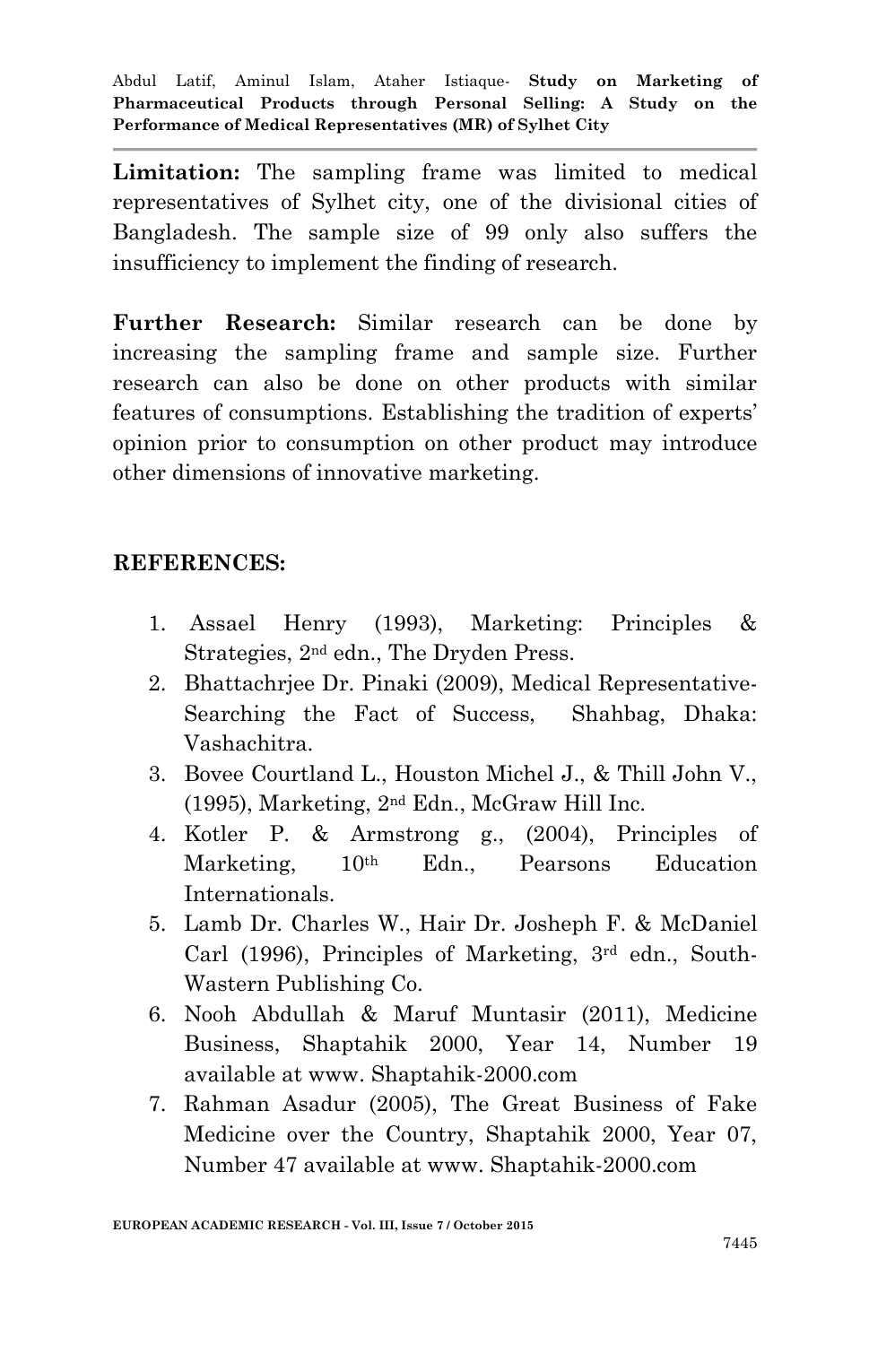**Limitation:** The sampling frame was limited to medical representatives of Sylhet city, one of the divisional cities of Bangladesh. The sample size of 99 only also suffers the insufficiency to implement the finding of research.

**Further Research:** Similar research can be done by increasing the sampling frame and sample size. Further research can also be done on other products with similar features of consumptions. Establishing the tradition of experts' opinion prior to consumption on other product may introduce other dimensions of innovative marketing.

## REFERENCES:

1. Assael Henry (1993), Marketing: Principles & Strategies, 2nd edn., The Dryden Press.
2. Bhattachrjee Dr. Pinaki (2009), Medical Representative-Searching the Fact of Success, Shahbag, Dhaka: Vashachitra.
3. Bovee Courtland L., Houston Michel J., & Thill John V., (1995), Marketing, 2nd Edn., McGraw Hill Inc.
4. Kotler P. & Armstrong g., (2004), Principles of Marketing, 10th Edn., Pearsons Education Internationals.
5. Lamb Dr. Charles W., Hair Dr. Josheph F. & McDaniel Carl (1996), Principles of Marketing, 3rd edn., South-Wastern Publishing Co.
6. Nooh Abdullah & Maruf Muntasir (2011), Medicine Business, Shaptahik 2000, Year 14, Number 19 available at www. Shaptahik-2000.com
7. Rahman Asadur (2005), The Great Business of Fake Medicine over the Country, Shaptahik 2000, Year 07, Number 47 available at www. Shaptahik-2000.com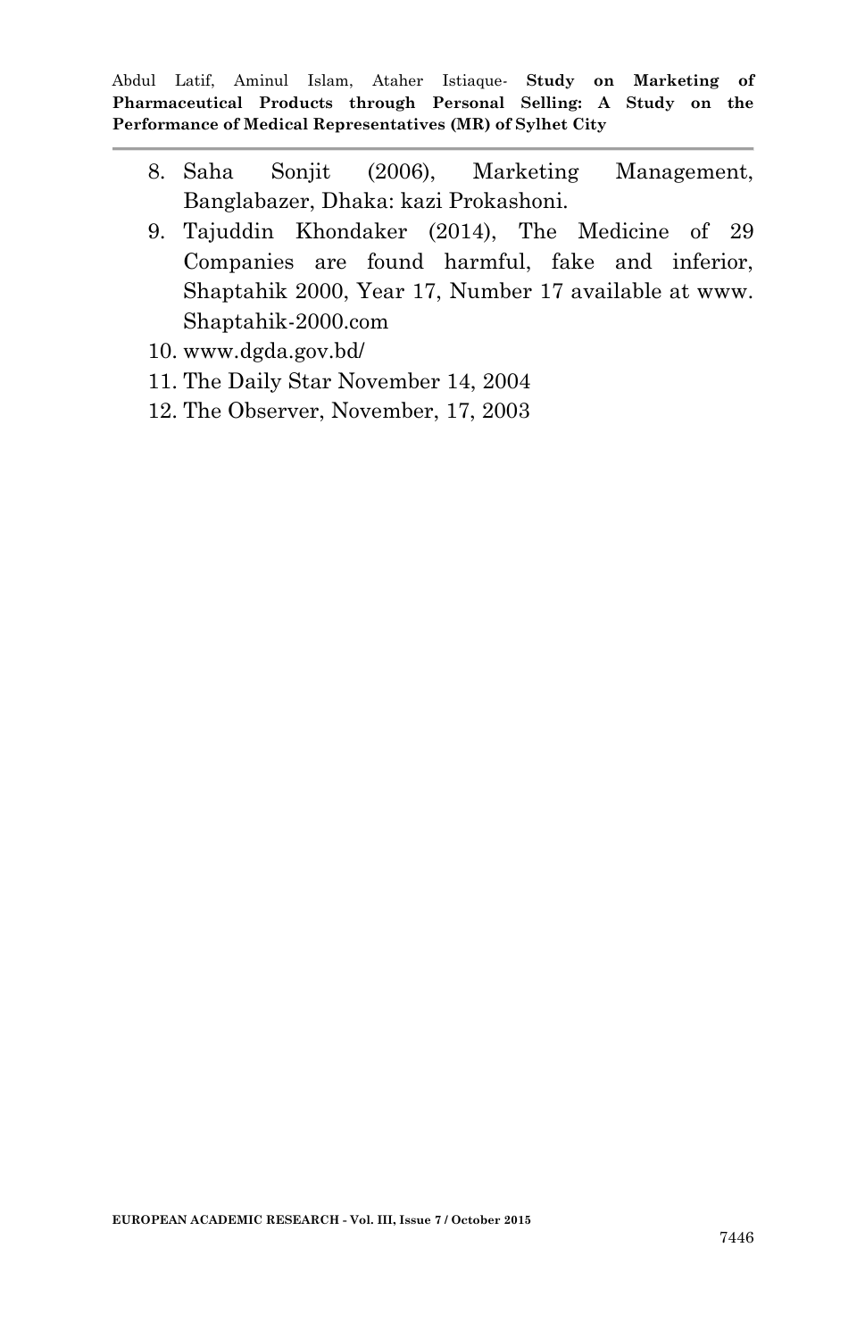8. Saha Sonjit (2006), Marketing Management, Banglabazer, Dhaka: kazi Prokashoni.
9. Tajuddin Khondaker (2014), The Medicine of 29 Companies are found harmful, fake and inferior, Shaptahik 2000, Year 17, Number 17 available at www. Shaptahik-2000.com
10. www.dgda.gov.bd/
11. The Daily Star November 14, 2004
12. The Observer, November, 17, 2003